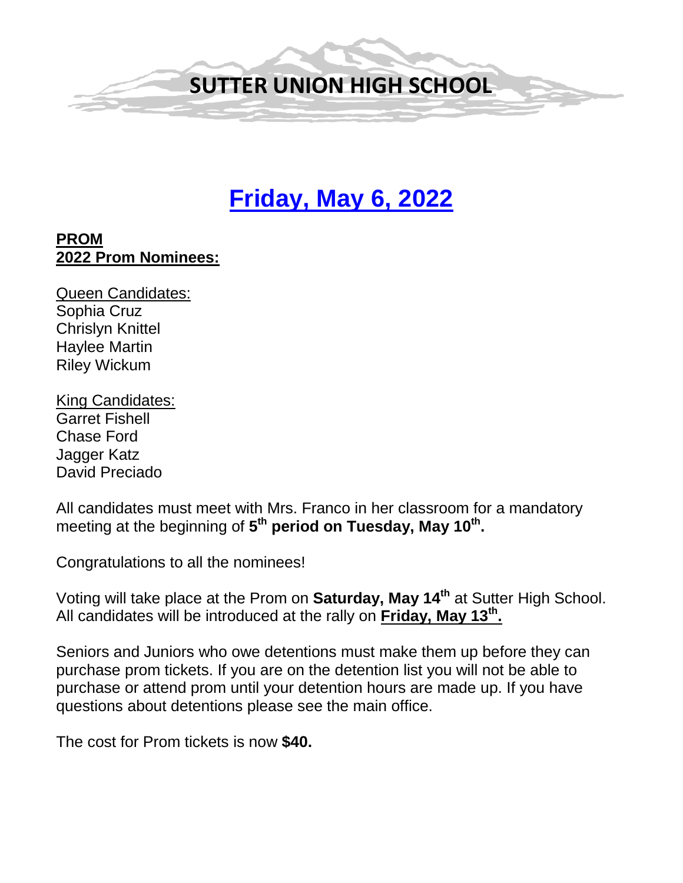# SUTTER UNION HIGH SCHOOL

## Friday, May 6, 2022

**PROM**
**2022 Prom Nominees:**

Queen Candidates:
Sophia Cruz
Chrislyn Knittel
Haylee Martin
Riley Wickum

King Candidates:
Garret Fishell
Chase Ford
Jagger Katz
David Preciado

All candidates must meet with Mrs. Franco in her classroom for a mandatory meeting at the beginning of **5th period on Tuesday, May 10th.**

Congratulations to all the nominees!

Voting will take place at the Prom on **Saturday, May 14th** at Sutter High School. All candidates will be introduced at the rally on **Friday, May 13th.**

Seniors and Juniors who owe detentions must make them up before they can purchase prom tickets. If you are on the detention list you will not be able to purchase or attend prom until your detention hours are made up. If you have questions about detentions please see the main office.

The cost for Prom tickets is now **$40.**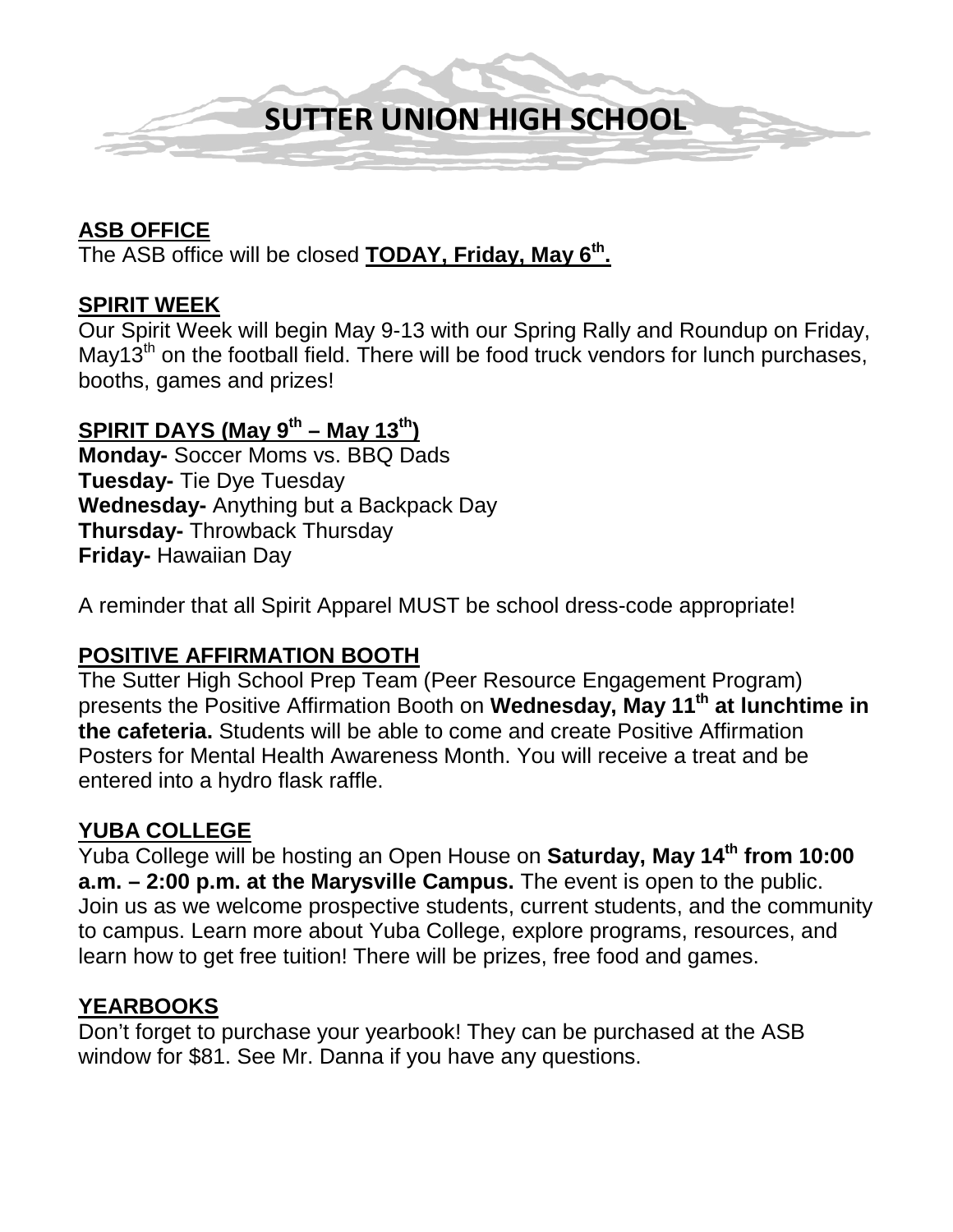# SUTTER UNION HIGH SCHOOL

## ASB OFFICE

The ASB office will be closed **TODAY, Friday, May 6th.**

## SPIRIT WEEK

Our Spirit Week will begin May 9-13 with our Spring Rally and Roundup on Friday, May13th on the football field. There will be food truck vendors for lunch purchases, booths, games and prizes!

## SPIRIT DAYS (May 9th – May 13th)

**Monday-** Soccer Moms vs. BBQ Dads
**Tuesday-** Tie Dye Tuesday
**Wednesday-** Anything but a Backpack Day
**Thursday-** Throwback Thursday
**Friday-** Hawaiian Day

A reminder that all Spirit Apparel MUST be school dress-code appropriate!

## POSITIVE AFFIRMATION BOOTH

The Sutter High School Prep Team (Peer Resource Engagement Program) presents the Positive Affirmation Booth on **Wednesday, May 11th at lunchtime in the cafeteria.** Students will be able to come and create Positive Affirmation Posters for Mental Health Awareness Month. You will receive a treat and be entered into a hydro flask raffle.

## YUBA COLLEGE

Yuba College will be hosting an Open House on **Saturday, May 14th from 10:00 a.m. – 2:00 p.m. at the Marysville Campus.** The event is open to the public. Join us as we welcome prospective students, current students, and the community to campus. Learn more about Yuba College, explore programs, resources, and learn how to get free tuition! There will be prizes, free food and games.

## YEARBOOKS

Don't forget to purchase your yearbook! They can be purchased at the ASB window for $81. See Mr. Danna if you have any questions.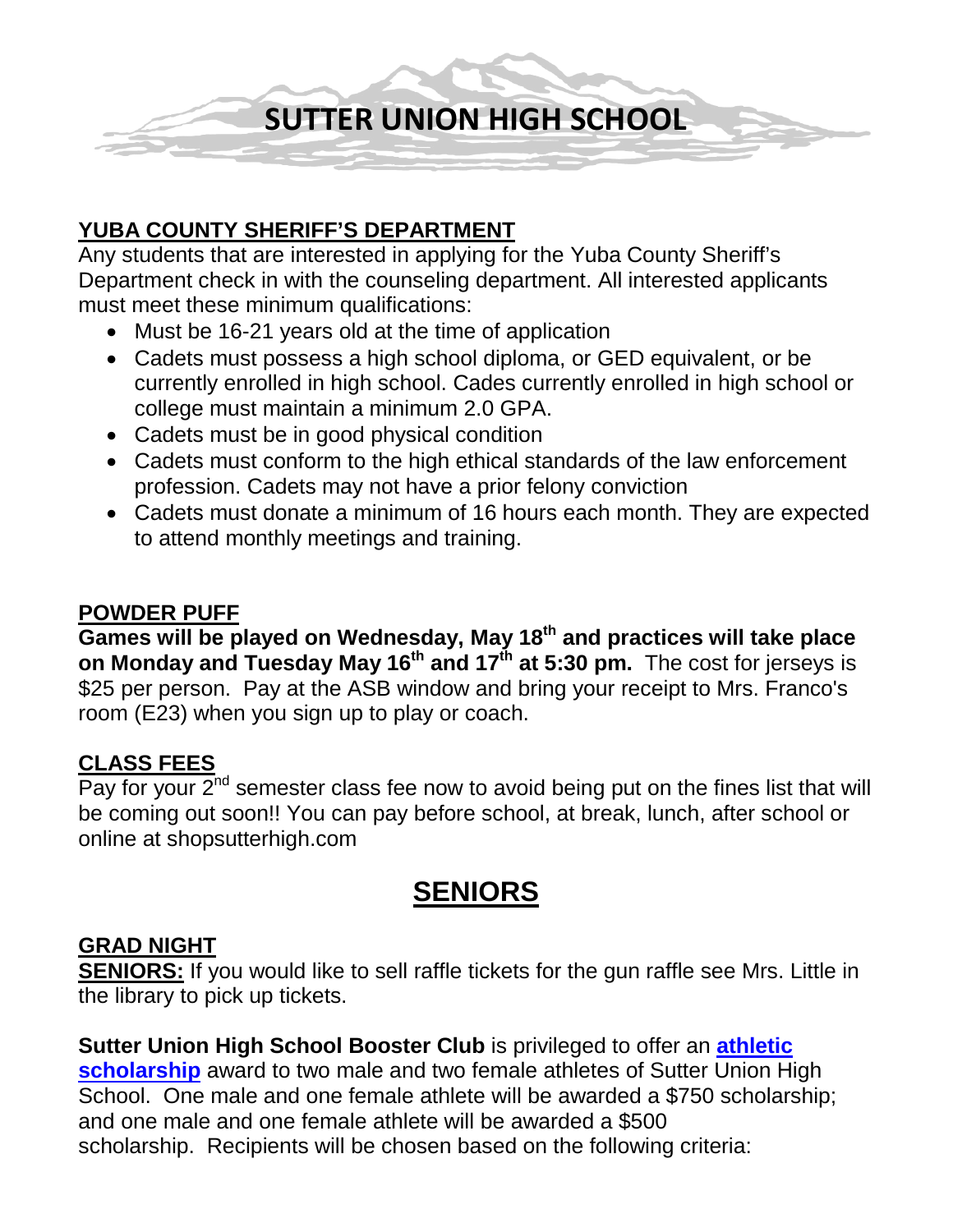# SUTTER UNION HIGH SCHOOL

## YUBA COUNTY SHERIFF'S DEPARTMENT

Any students that are interested in applying for the Yuba County Sheriff's Department check in with the counseling department. All interested applicants must meet these minimum qualifications:

- Must be 16-21 years old at the time of application
- Cadets must possess a high school diploma, or GED equivalent, or be currently enrolled in high school. Cades currently enrolled in high school or college must maintain a minimum 2.0 GPA.
- Cadets must be in good physical condition
- Cadets must conform to the high ethical standards of the law enforcement profession. Cadets may not have a prior felony conviction
- Cadets must donate a minimum of 16 hours each month. They are expected to attend monthly meetings and training.

## POWDER PUFF

**Games will be played on Wednesday, May 18th and practices will take place on Monday and Tuesday May 16th and 17th at 5:30 pm.** The cost for jerseys is $25 per person. Pay at the ASB window and bring your receipt to Mrs. Franco's room (E23) when you sign up to play or coach.

## CLASS FEES

Pay for your 2nd semester class fee now to avoid being put on the fines list that will be coming out soon!! You can pay before school, at break, lunch, after school or online at shopsutterhigh.com

# SENIORS

## GRAD NIGHT

**SENIORS:** If you would like to sell raffle tickets for the gun raffle see Mrs. Little in the library to pick up tickets.

**Sutter Union High School Booster Club** is privileged to offer an **athletic scholarship** award to two male and two female athletes of Sutter Union High School. One male and one female athlete will be awarded a $750 scholarship; and one male and one female athlete will be awarded a $500 scholarship. Recipients will be chosen based on the following criteria: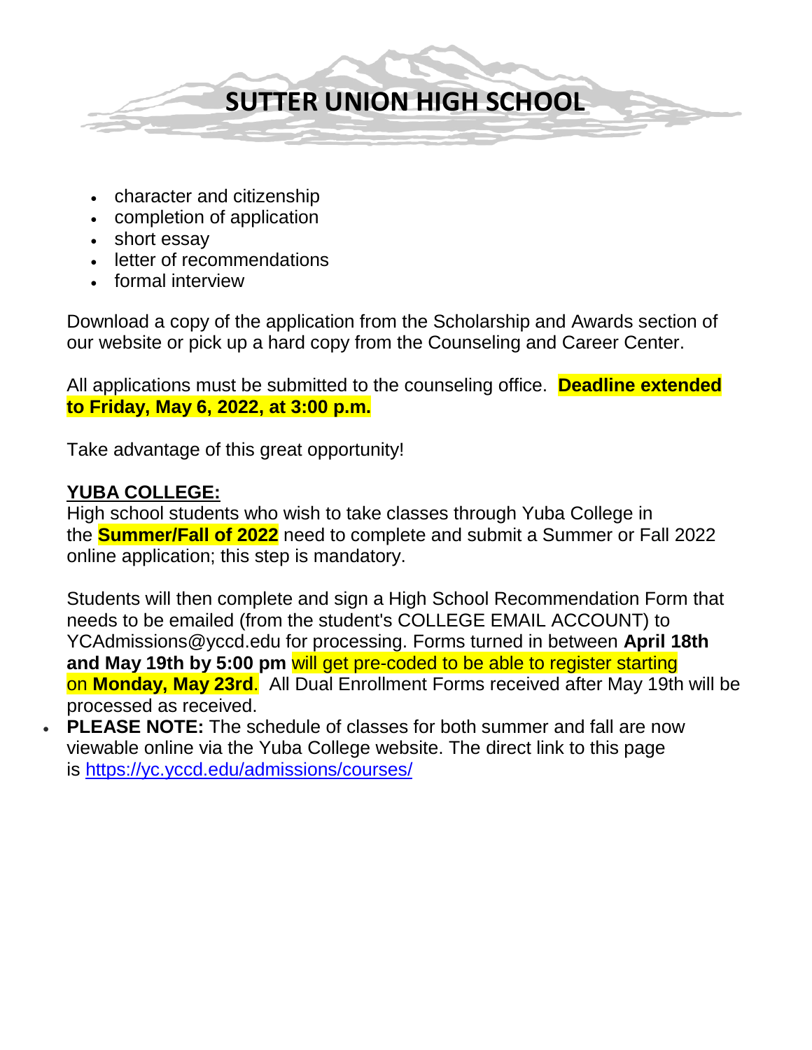- character and citizenship
- completion of application
- short essay
- letter of recommendations
- formal interview

Download a copy of the application from the Scholarship and Awards section of our website or pick up a hard copy from the Counseling and Career Center.

All applications must be submitted to the counseling office. **Deadline extended to Friday, May 6, 2022, at 3:00 p.m.**

Take advantage of this great opportunity!

**YUBA COLLEGE:**
High school students who wish to take classes through Yuba College in the **Summer/Fall of 2022** need to complete and submit a Summer or Fall 2022 online application; this step is mandatory.

Students will then complete and sign a High School Recommendation Form that needs to be emailed (from the student's COLLEGE EMAIL ACCOUNT) to YCAdmissions@yccd.edu for processing. Forms turned in between **April 18th and May 19th by 5:00 pm** will get pre-coded to be able to register starting on **Monday, May 23rd**. All Dual Enrollment Forms received after May 19th will be processed as received.

- **PLEASE NOTE:** The schedule of classes for both summer and fall are now viewable online via the Yuba College website. The direct link to this page is https://yc.yccd.edu/admissions/courses/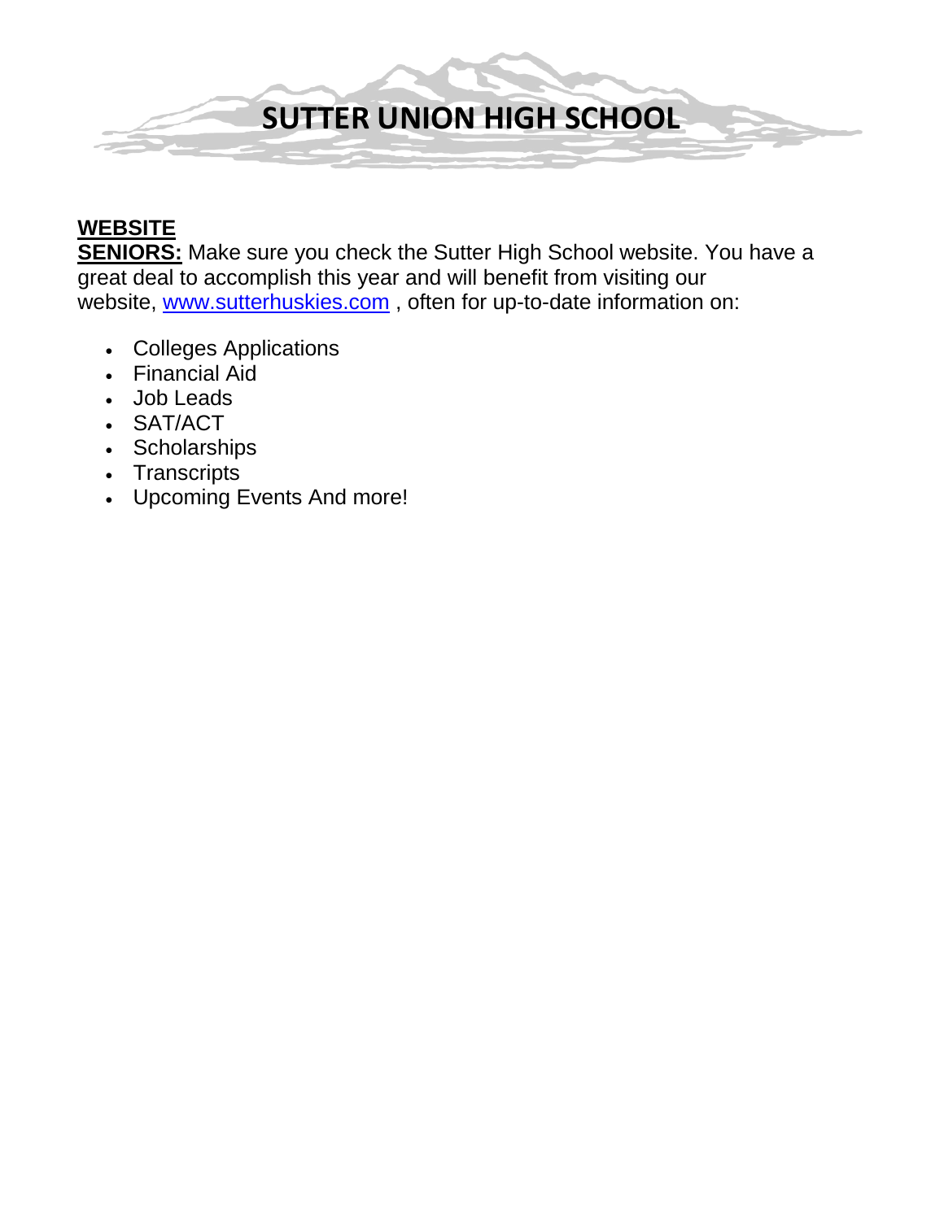# SUTTER UNION HIGH SCHOOL

**WEBSITE**

**SENIORS:** Make sure you check the Sutter High School website. You have a great deal to accomplish this year and will benefit from visiting our website, www.sutterhuskies.com , often for up-to-date information on:

- Colleges Applications
- Financial Aid
- Job Leads
- SAT/ACT
- Scholarships
- Transcripts
- Upcoming Events And more!